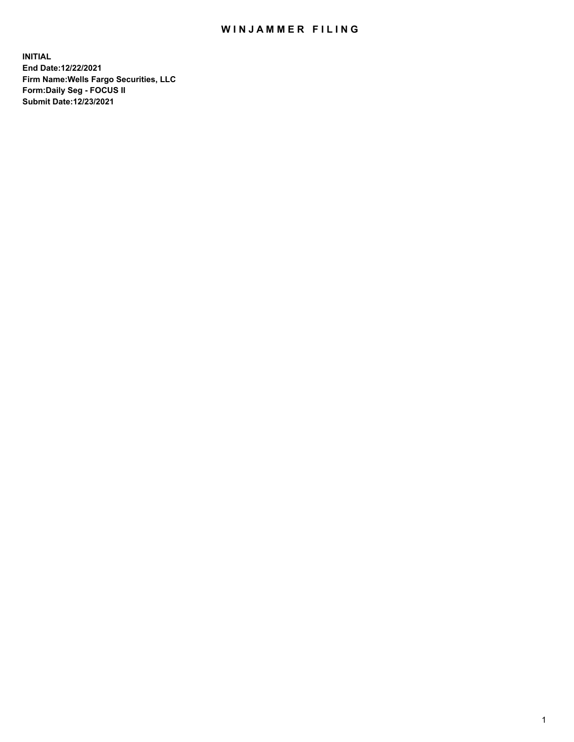# WINJAMMER FILING

**INITIAL**
**End Date:12/22/2021**
**Firm Name:Wells Fargo Securities, LLC**
**Form:Daily Seg - FOCUS II**
**Submit Date:12/23/2021**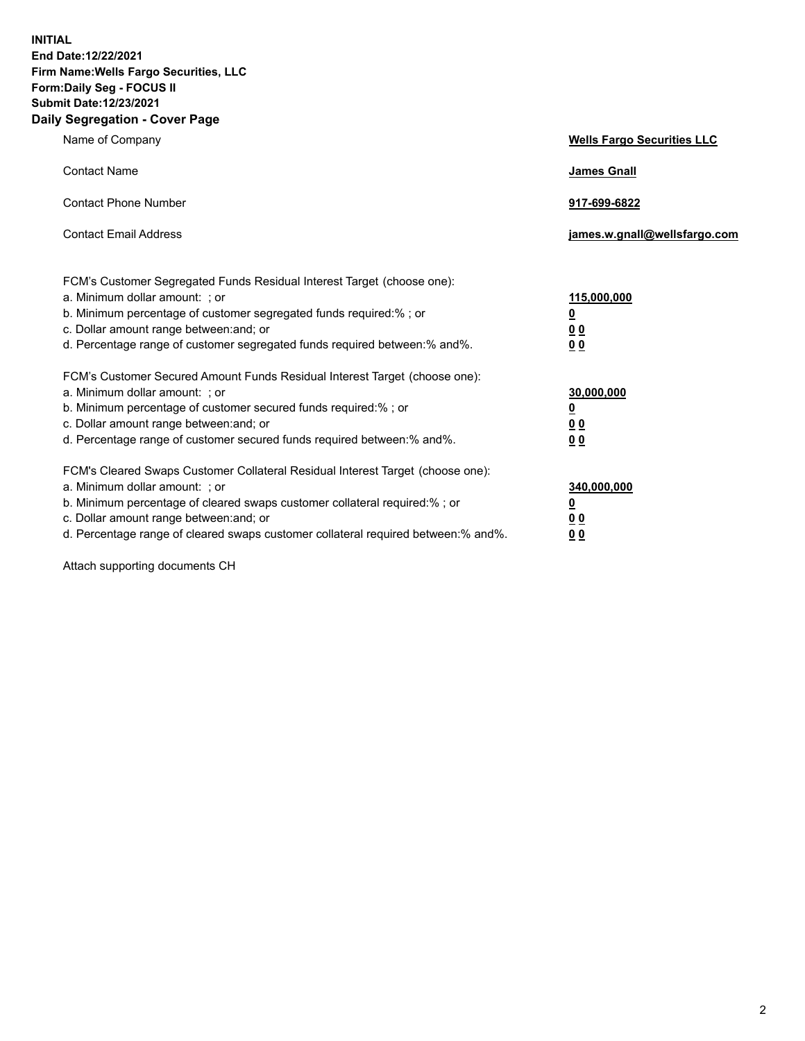**INITIAL**
**End Date:12/22/2021**
**Firm Name:Wells Fargo Securities, LLC**
**Form:Daily Seg - FOCUS II**
**Submit Date:12/23/2021**

## Daily Segregation - Cover Page

| | |
|---|---|
| Name of Company | **Wells Fargo Securities LLC** |
| Contact Name | **James Gnall** |
| Contact Phone Number | **917-699-6822** |
| Contact Email Address | **james.w.gnall@wellsfargo.com** |

| | |
|---|---|
| FCM's Customer Segregated Funds Residual Interest Target (choose one): | |
| a. Minimum dollar amount: ; or | **115,000,000** |
| b. Minimum percentage of customer segregated funds required:% ; or | **0** |
| c. Dollar amount range between:and; or | **0 0** |
| d. Percentage range of customer segregated funds required between:% and%. | **0 0** |
| FCM's Customer Secured Amount Funds Residual Interest Target (choose one): | |
| a. Minimum dollar amount: ; or | **30,000,000** |
| b. Minimum percentage of customer secured funds required:% ; or | **0** |
| c. Dollar amount range between:and; or | **0 0** |
| d. Percentage range of customer secured funds required between:% and%. | **0 0** |
| FCM's Cleared Swaps Customer Collateral Residual Interest Target (choose one): | |
| a. Minimum dollar amount: ; or | **340,000,000** |
| b. Minimum percentage of cleared swaps customer collateral required:% ; or | **0** |
| c. Dollar amount range between:and; or | **0 0** |
| d. Percentage range of cleared swaps customer collateral required between:% and%. | **0 0** |

Attach supporting documents CH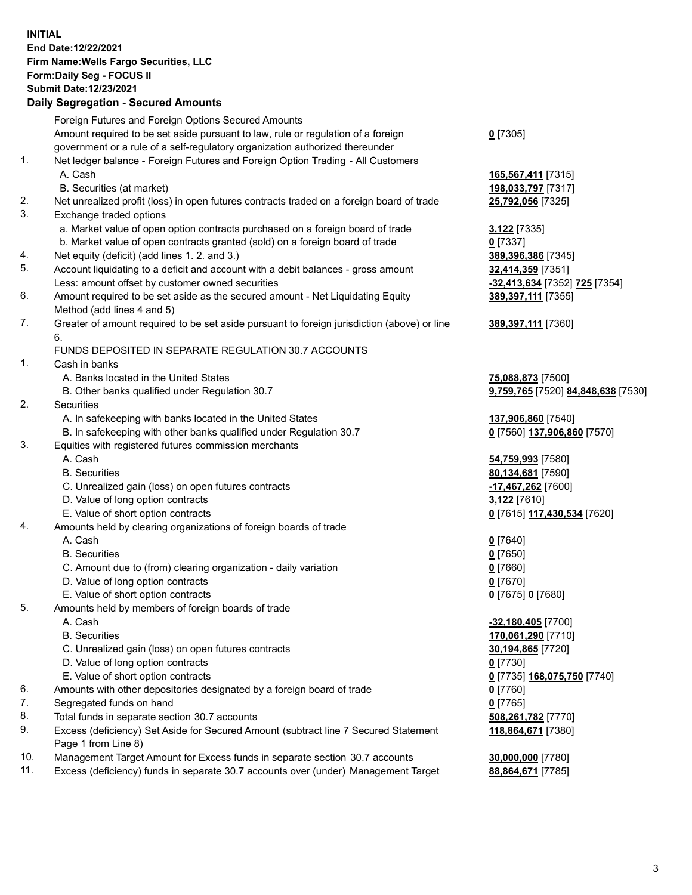**INITIAL**
**End Date:12/22/2021**
**Firm Name:Wells Fargo Securities, LLC**
**Form:Daily Seg - FOCUS II**
**Submit Date:12/23/2021**

## Daily Segregation - Secured Amounts

| | | |
|---|---|---|
| | Foreign Futures and Foreign Options Secured Amounts | |
| | Amount required to be set aside pursuant to law, rule or regulation of a foreign government or a rule of a self-regulatory organization authorized thereunder | **0** [7305] |
| 1. | Net ledger balance - Foreign Futures and Foreign Option Trading - All Customers | |
| | A. Cash | **165,567,411** [7315] |
| | B. Securities (at market) | **198,033,797** [7317] |
| 2. | Net unrealized profit (loss) in open futures contracts traded on a foreign board of trade | **25,792,056** [7325] |
| 3. | Exchange traded options | |
| | a. Market value of open option contracts purchased on a foreign board of trade | **3,122** [7335] |
| | b. Market value of open contracts granted (sold) on a foreign board of trade | **0** [7337] |
| 4. | Net equity (deficit) (add lines 1. 2. and 3.) | **389,396,386** [7345] |
| 5. | Account liquidating to a deficit and account with a debit balances - gross amount | **32,414,359** [7351] |
| | Less: amount offset by customer owned securities | **-32,413,634** [7352] **725** [7354] |
| 6. | Amount required to be set aside as the secured amount - Net Liquidating Equity Method (add lines 4 and 5) | **389,397,111** [7355] |
| 7. | Greater of amount required to be set aside pursuant to foreign jurisdiction (above) or line 6. | **389,397,111** [7360] |
| | FUNDS DEPOSITED IN SEPARATE REGULATION 30.7 ACCOUNTS | |
| 1. | Cash in banks | |
| | A. Banks located in the United States | **75,088,873** [7500] |
| | B. Other banks qualified under Regulation 30.7 | **9,759,765** [7520] **84,848,638** [7530] |
| 2. | Securities | |
| | A. In safekeeping with banks located in the United States | **137,906,860** [7540] |
| | B. In safekeeping with other banks qualified under Regulation 30.7 | **0** [7560] **137,906,860** [7570] |
| 3. | Equities with registered futures commission merchants | |
| | A. Cash | **54,759,993** [7580] |
| | B. Securities | **80,134,681** [7590] |
| | C. Unrealized gain (loss) on open futures contracts | **-17,467,262** [7600] |
| | D. Value of long option contracts | **3,122** [7610] |
| | E. Value of short option contracts | **0** [7615] **117,430,534** [7620] |
| 4. | Amounts held by clearing organizations of foreign boards of trade | |
| | A. Cash | **0** [7640] |
| | B. Securities | **0** [7650] |
| | C. Amount due to (from) clearing organization - daily variation | **0** [7660] |
| | D. Value of long option contracts | **0** [7670] |
| | E. Value of short option contracts | **0** [7675] **0** [7680] |
| 5. | Amounts held by members of foreign boards of trade | |
| | A. Cash | **-32,180,405** [7700] |
| | B. Securities | **170,061,290** [7710] |
| | C. Unrealized gain (loss) on open futures contracts | **30,194,865** [7720] |
| | D. Value of long option contracts | **0** [7730] |
| | E. Value of short option contracts | **0** [7735] **168,075,750** [7740] |
| 6. | Amounts with other depositories designated by a foreign board of trade | **0** [7760] |
| 7. | Segregated funds on hand | **0** [7765] |
| 8. | Total funds in separate section 30.7 accounts | **508,261,782** [7770] |
| 9. | Excess (deficiency) Set Aside for Secured Amount (subtract line 7 Secured Statement Page 1 from Line 8) | **118,864,671** [7380] |
| 10. | Management Target Amount for Excess funds in separate section 30.7 accounts | **30,000,000** [7780] |
| 11. | Excess (deficiency) funds in separate 30.7 accounts over (under) Management Target | **88,864,671** [7785] |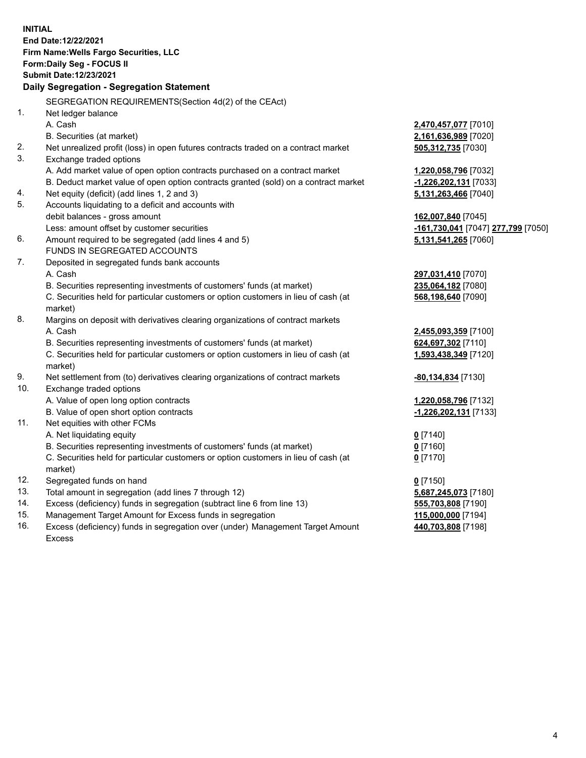**INITIAL**
**End Date:12/22/2021**
**Firm Name:Wells Fargo Securities, LLC**
**Form:Daily Seg - FOCUS II**
**Submit Date:12/23/2021**
**Daily Segregation - Segregation Statement**

SEGREGATION REQUIREMENTS(Section 4d(2) of the CEAct)

| | | |
|---|---|---|
| 1. | Net ledger balance | |
| | A. Cash | **2,470,457,077** [7010] |
| | B. Securities (at market) | **2,161,636,989** [7020] |
| 2. | Net unrealized profit (loss) in open futures contracts traded on a contract market | **505,312,735** [7030] |
| 3. | Exchange traded options | |
| | A. Add market value of open option contracts purchased on a contract market | **1,220,058,796** [7032] |
| | B. Deduct market value of open option contracts granted (sold) on a contract market | **-1,226,202,131** [7033] |
| 4. | Net equity (deficit) (add lines 1, 2 and 3) | **5,131,263,466** [7040] |
| 5. | Accounts liquidating to a deficit and accounts with | |
| | debit balances - gross amount | **162,007,840** [7045] |
| | Less: amount offset by customer securities | **-161,730,041** [7047] **277,799** [7050] |
| 6. | Amount required to be segregated (add lines 4 and 5) | **5,131,541,265** [7060] |
| | FUNDS IN SEGREGATED ACCOUNTS | |
| 7. | Deposited in segregated funds bank accounts | |
| | A. Cash | **297,031,410** [7070] |
| | B. Securities representing investments of customers' funds (at market) | **235,064,182** [7080] |
| | C. Securities held for particular customers or option customers in lieu of cash (at market) | **568,198,640** [7090] |
| 8. | Margins on deposit with derivatives clearing organizations of contract markets | |
| | A. Cash | **2,455,093,359** [7100] |
| | B. Securities representing investments of customers' funds (at market) | **624,697,302** [7110] |
| | C. Securities held for particular customers or option customers in lieu of cash (at market) | **1,593,438,349** [7120] |
| 9. | Net settlement from (to) derivatives clearing organizations of contract markets | **-80,134,834** [7130] |
| 10. | Exchange traded options | |
| | A. Value of open long option contracts | **1,220,058,796** [7132] |
| | B. Value of open short option contracts | **-1,226,202,131** [7133] |
| 11. | Net equities with other FCMs | |
| | A. Net liquidating equity | **0** [7140] |
| | B. Securities representing investments of customers' funds (at market) | **0** [7160] |
| | C. Securities held for particular customers or option customers in lieu of cash (at market) | **0** [7170] |
| 12. | Segregated funds on hand | **0** [7150] |
| 13. | Total amount in segregation (add lines 7 through 12) | **5,687,245,073** [7180] |
| 14. | Excess (deficiency) funds in segregation (subtract line 6 from line 13) | **555,703,808** [7190] |
| 15. | Management Target Amount for Excess funds in segregation | **115,000,000** [7194] |
| 16. | Excess (deficiency) funds in segregation over (under) Management Target Amount Excess | **440,703,808** [7198] |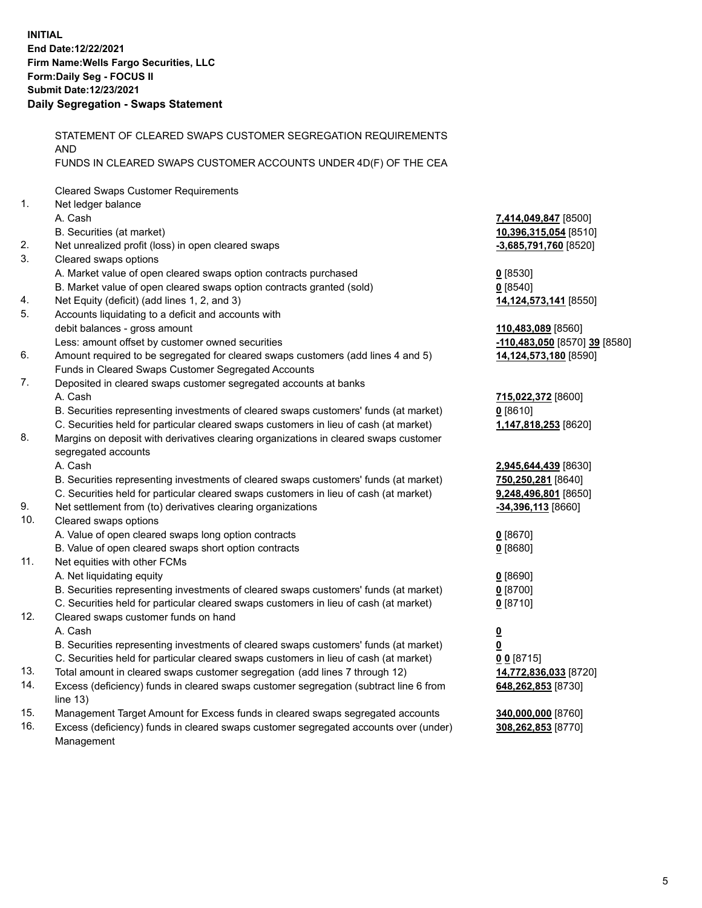**INITIAL**
**End Date:12/22/2021**
**Firm Name:Wells Fargo Securities, LLC**
**Form:Daily Seg - FOCUS II**
**Submit Date:12/23/2021**
**Daily Segregation - Swaps Statement**

STATEMENT OF CLEARED SWAPS CUSTOMER SEGREGATION REQUIREMENTS AND FUNDS IN CLEARED SWAPS CUSTOMER ACCOUNTS UNDER 4D(F) OF THE CEA

| | | |
|---|---|---|
| | Cleared Swaps Customer Requirements | |
| 1. | Net ledger balance | |
| | A. Cash | 7,414,049,847 [8500] |
| | B. Securities (at market) | 10,396,315,054 [8510] |
| 2. | Net unrealized profit (loss) in open cleared swaps | -3,685,791,760 [8520] |
| 3. | Cleared swaps options | |
| | A. Market value of open cleared swaps option contracts purchased | 0 [8530] |
| | B. Market value of open cleared swaps option contracts granted (sold) | 0 [8540] |
| 4. | Net Equity (deficit) (add lines 1, 2, and 3) | 14,124,573,141 [8550] |
| 5. | Accounts liquidating to a deficit and accounts with debit balances - gross amount | 110,483,089 [8560] |
| | Less: amount offset by customer owned securities | -110,483,050 [8570] 39 [8580] |
| 6. | Amount required to be segregated for cleared swaps customers (add lines 4 and 5) | 14,124,573,180 [8590] |
| | Funds in Cleared Swaps Customer Segregated Accounts | |
| 7. | Deposited in cleared swaps customer segregated accounts at banks | |
| | A. Cash | 715,022,372 [8600] |
| | B. Securities representing investments of cleared swaps customers' funds (at market) | 0 [8610] |
| | C. Securities held for particular cleared swaps customers in lieu of cash (at market) | 1,147,818,253 [8620] |
| 8. | Margins on deposit with derivatives clearing organizations in cleared swaps customer segregated accounts | |
| | A. Cash | 2,945,644,439 [8630] |
| | B. Securities representing investments of cleared swaps customers' funds (at market) | 750,250,281 [8640] |
| | C. Securities held for particular cleared swaps customers in lieu of cash (at market) | 9,248,496,801 [8650] |
| 9. | Net settlement from (to) derivatives clearing organizations | -34,396,113 [8660] |
| 10. | Cleared swaps options | |
| | A. Value of open cleared swaps long option contracts | 0 [8670] |
| | B. Value of open cleared swaps short option contracts | 0 [8680] |
| 11. | Net equities with other FCMs | |
| | A. Net liquidating equity | 0 [8690] |
| | B. Securities representing investments of cleared swaps customers' funds (at market) | 0 [8700] |
| | C. Securities held for particular cleared swaps customers in lieu of cash (at market) | 0 [8710] |
| 12. | Cleared swaps customer funds on hand | |
| | A. Cash | 0 |
| | B. Securities representing investments of cleared swaps customers' funds (at market) | 0 |
| | C. Securities held for particular cleared swaps customers in lieu of cash (at market) | 0 0 [8715] |
| 13. | Total amount in cleared swaps customer segregation (add lines 7 through 12) | 14,772,836,033 [8720] |
| 14. | Excess (deficiency) funds in cleared swaps customer segregation (subtract line 6 from line 13) | 648,262,853 [8730] |
| 15. | Management Target Amount for Excess funds in cleared swaps segregated accounts | 340,000,000 [8760] |
| 16. | Excess (deficiency) funds in cleared swaps customer segregated accounts over (under) Management | 308,262,853 [8770] |